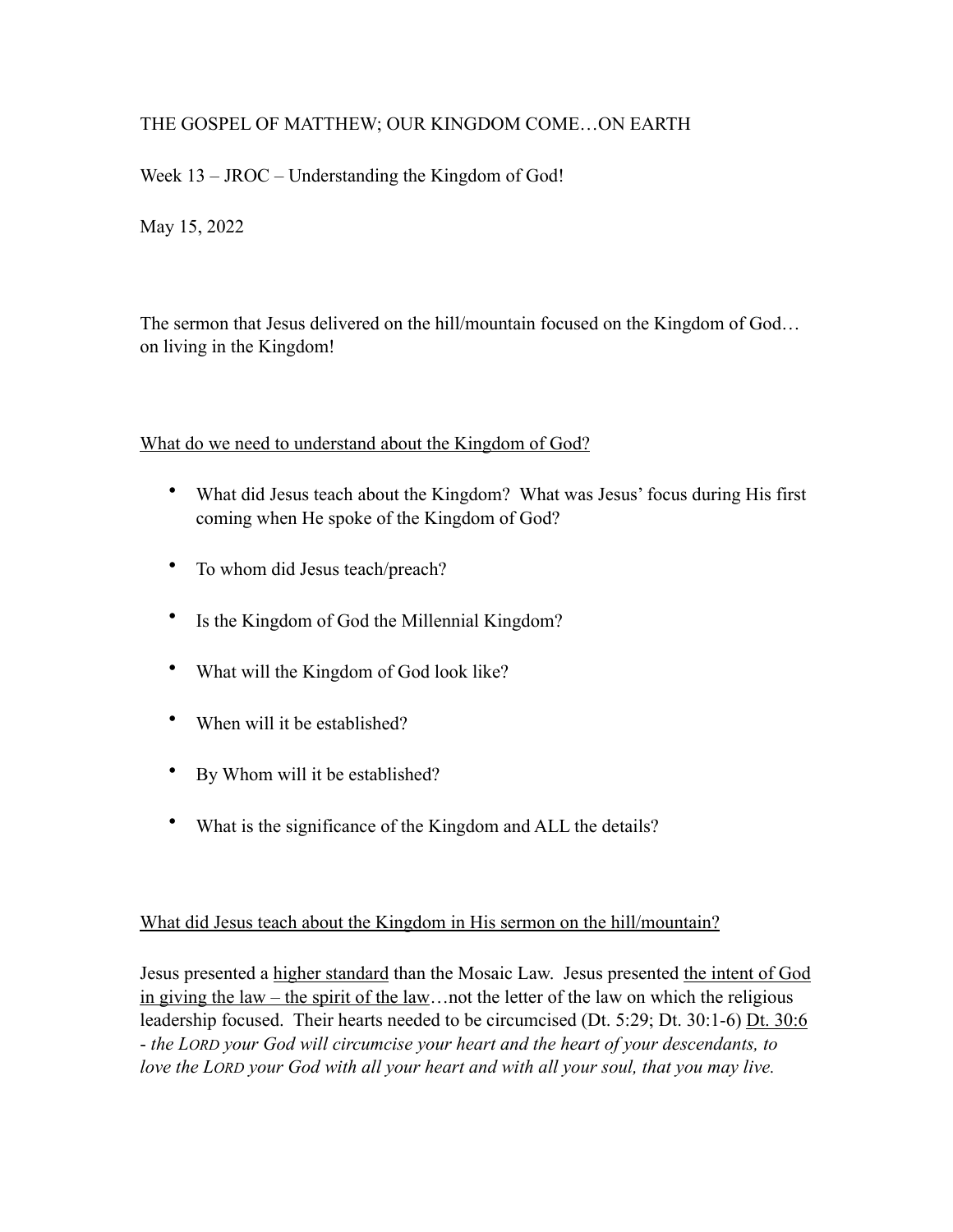THE GOSPEL OF MATTHEW; OUR KINGDOM COME…ON EARTH

Week 13 – JROC – Understanding the Kingdom of God!

May 15, 2022

The sermon that Jesus delivered on the hill/mountain focused on the Kingdom of God…on living in the Kingdom!

<u>What do we need to understand about the Kingdom of God?</u>

- What did Jesus teach about the Kingdom? What was Jesus' focus during His first coming when He spoke of the Kingdom of God?
- To whom did Jesus teach/preach?
- Is the Kingdom of God the Millennial Kingdom?
- What will the Kingdom of God look like?
- When will it be established?
- By Whom will it be established?
- What is the significance of the Kingdom and ALL the details?

<u>What did Jesus teach about the Kingdom in His sermon on the hill/mountain?</u>

Jesus presented a <u>higher standard</u> than the Mosaic Law. Jesus presented <u>the intent of God in giving the law – the spirit of the law</u>…not the letter of the law on which the religious leadership focused. Their hearts needed to be circumcised (Dt. 5:29; Dt. 30:1-6) <u>Dt. 30:6</u> - *the LORD your God will circumcise your heart and the heart of your descendants, to love the LORD your God with all your heart and with all your soul, that you may live.*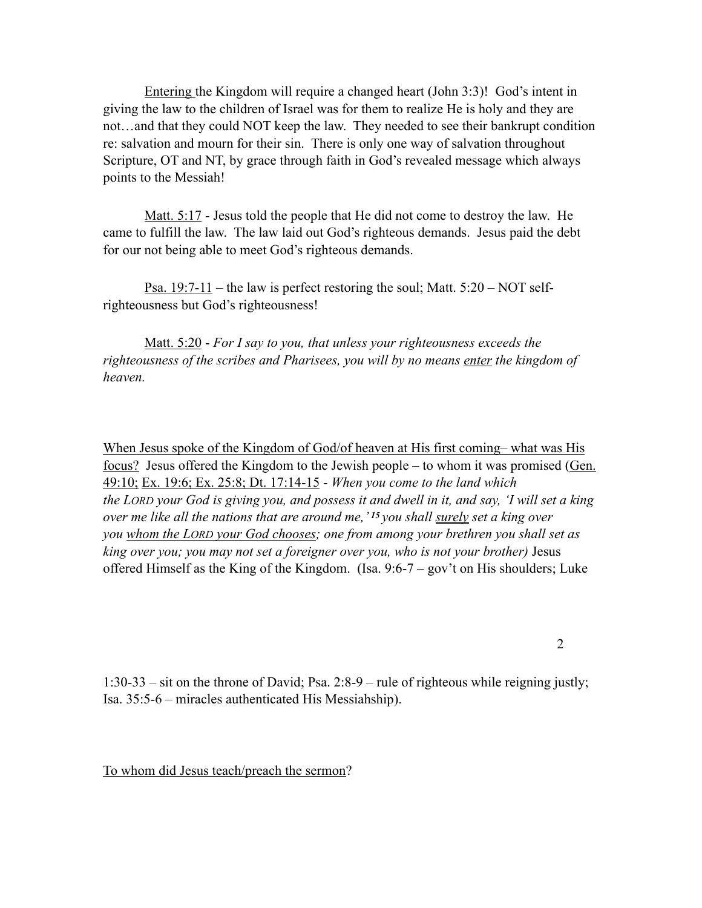Entering the Kingdom will require a changed heart (John 3:3)! God's intent in giving the law to the children of Israel was for them to realize He is holy and they are not…and that they could NOT keep the law. They needed to see their bankrupt condition re: salvation and mourn for their sin. There is only one way of salvation throughout Scripture, OT and NT, by grace through faith in God's revealed message which always points to the Messiah!

Matt. 5:17 - Jesus told the people that He did not come to destroy the law. He came to fulfill the law. The law laid out God's righteous demands. Jesus paid the debt for our not being able to meet God's righteous demands.

Psa. 19:7-11 – the law is perfect restoring the soul; Matt. 5:20 – NOT self-righteousness but God's righteousness!

Matt. 5:20 - *For I say to you, that unless your righteousness exceeds the righteousness of the scribes and Pharisees, you will by no means enter the kingdom of heaven.*

When Jesus spoke of the Kingdom of God/of heaven at His first coming– what was His focus? Jesus offered the Kingdom to the Jewish people – to whom it was promised (Gen. 49:10; Ex. 19:6; Ex. 25:8; Dt. 17:14-15 - *When you come to the land which the LORD your God is giving you, and possess it and dwell in it, and say, 'I will set a king over me like all the nations that are around me,' [15] you shall surely set a king over you whom the LORD your God chooses; one from among your brethren you shall set as king over you; you may not set a foreigner over you, who is not your brother)* Jesus offered Himself as the King of the Kingdom. (Isa. 9:6-7 – gov't on His shoulders; Luke 1:30-33 – sit on the throne of David; Psa. 2:8-9 – rule of righteous while reigning justly; Isa. 35:5-6 – miracles authenticated His Messiahship).

To whom did Jesus teach/preach the sermon?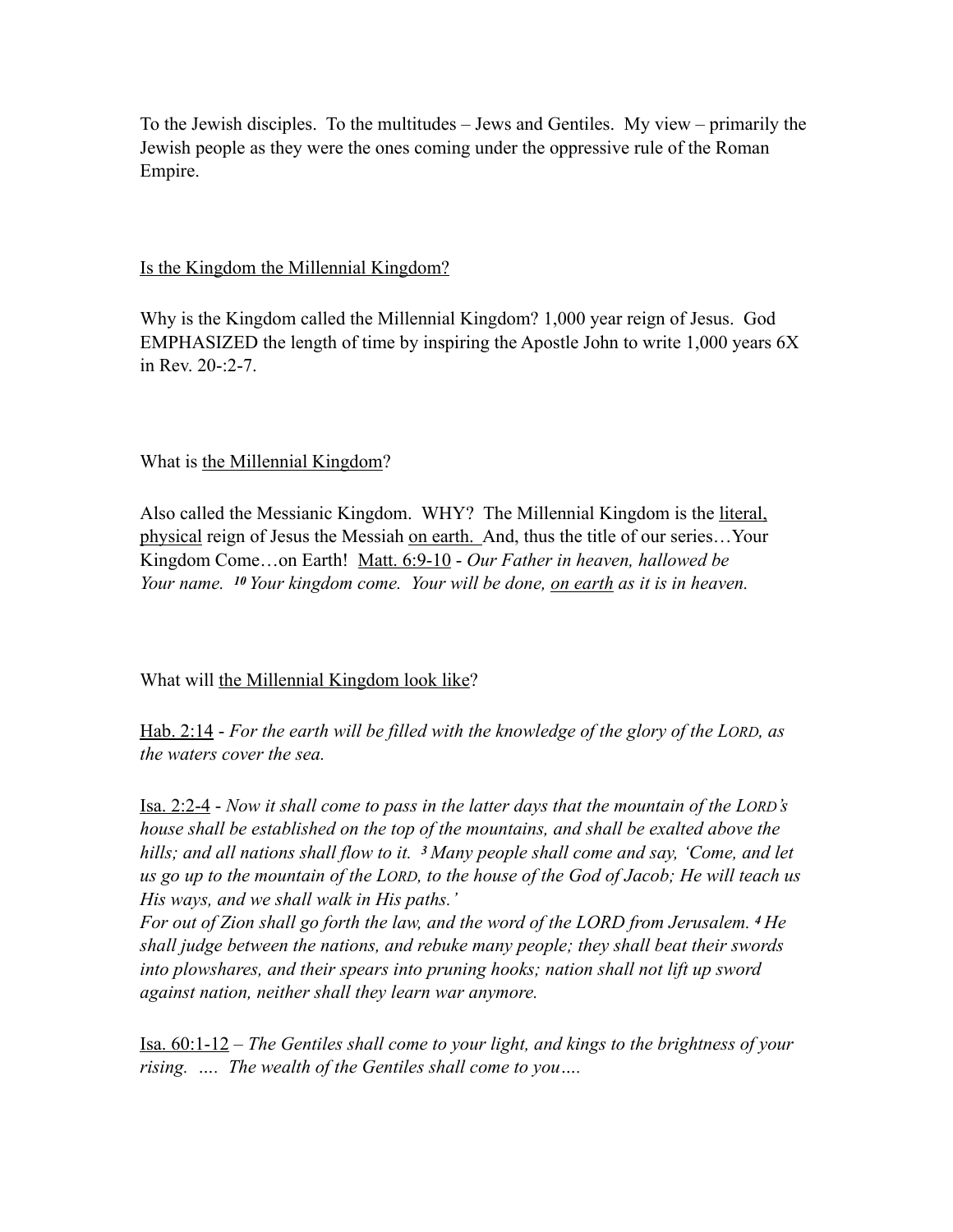To the Jewish disciples. To the multitudes – Jews and Gentiles. My view – primarily the Jewish people as they were the ones coming under the oppressive rule of the Roman Empire.

<u>Is the Kingdom the Millennial Kingdom?</u>

Why is the Kingdom called the Millennial Kingdom? 1,000 year reign of Jesus. God EMPHASIZED the length of time by inspiring the Apostle John to write 1,000 years 6X in Rev. 20-:2-7.

What is <u>the Millennial Kingdom</u>?

Also called the Messianic Kingdom. WHY? The Millennial Kingdom is the <u>literal, physical</u> reign of Jesus the Messiah <u>on earth.</u> And, thus the title of our series…Your Kingdom Come…on Earth! <u>Matt. 6:9-10</u> - *Our Father in heaven, hallowed be Your name. 10 Your kingdom come. Your will be done, <u>on earth</u> as it is in heaven.*

What will <u>the Millennial Kingdom look like</u>?

<u>Hab. 2:14</u> - *For the earth will be filled with the knowledge of the glory of the LORD, as the waters cover the sea.*

<u>Isa. 2:2-4</u> - *Now it shall come to pass in the latter days that the mountain of the LORD's house shall be established on the top of the mountains, and shall be exalted above the hills; and all nations shall flow to it. 3 Many people shall come and say, 'Come, and let us go up to the mountain of the LORD, to the house of the God of Jacob; He will teach us His ways, and we shall walk in His paths.'*
*For out of Zion shall go forth the law, and the word of the LORD from Jerusalem. 4 He shall judge between the nations, and rebuke many people; they shall beat their swords into plowshares, and their spears into pruning hooks; nation shall not lift up sword against nation, neither shall they learn war anymore.*

<u>Isa. 60:1-12</u> – *The Gentiles shall come to your light, and kings to the brightness of your rising. …. The wealth of the Gentiles shall come to you….*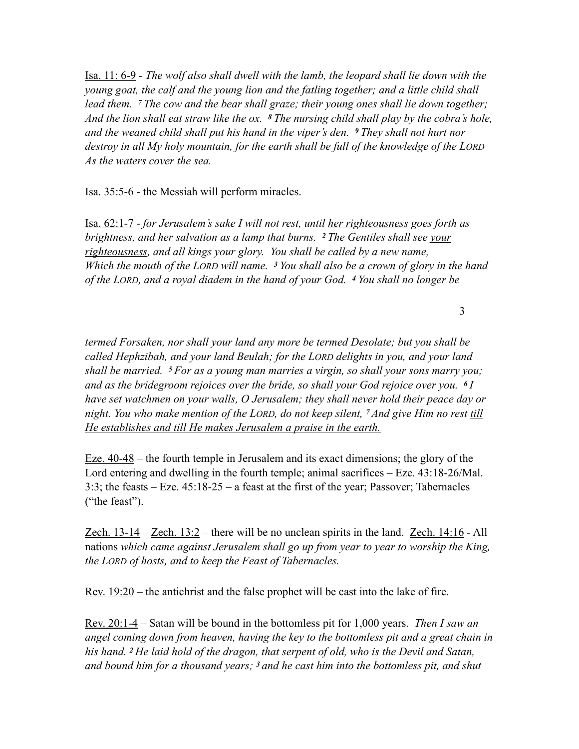Isa. 11: 6-9 - *The wolf also shall dwell with the lamb, the leopard shall lie down with the young goat, the calf and the young lion and the fatling together; and a little child shall lead them. 7 The cow and the bear shall graze; their young ones shall lie down together; And the lion shall eat straw like the ox. 8 The nursing child shall play by the cobra's hole, and the weaned child shall put his hand in the viper's den. 9 They shall not hurt nor destroy in all My holy mountain, for the earth shall be full of the knowledge of the LORD As the waters cover the sea.*

Isa. 35:5-6 - the Messiah will perform miracles.

Isa. 62:1-7 - *for Jerusalem's sake I will not rest, until her righteousness goes forth as brightness, and her salvation as a lamp that burns. 2 The Gentiles shall see your righteousness, and all kings your glory. You shall be called by a new name, Which the mouth of the LORD will name. 3 You shall also be a crown of glory in the hand of the LORD, and a royal diadem in the hand of your God. 4 You shall no longer be termed Forsaken, nor shall your land any more be termed Desolate; but you shall be called Hephzibah, and your land Beulah; for the LORD delights in you, and your land shall be married. 5 For as a young man marries a virgin, so shall your sons marry you; and as the bridegroom rejoices over the bride, so shall your God rejoice over you. 6 I have set watchmen on your walls, O Jerusalem; they shall never hold their peace day or night. You who make mention of the LORD, do not keep silent, 7 And give Him no rest till He establishes and till He makes Jerusalem a praise in the earth.*

Eze. 40-48 – the fourth temple in Jerusalem and its exact dimensions; the glory of the Lord entering and dwelling in the fourth temple; animal sacrifices – Eze. 43:18-26/Mal. 3:3; the feasts – Eze. 45:18-25 – a feast at the first of the year; Passover; Tabernacles ("the feast").

Zech. 13-14 – Zech. 13:2 – there will be no unclean spirits in the land. Zech. 14:16 - All nations *which came against Jerusalem shall go up from year to year to worship the King, the LORD of hosts, and to keep the Feast of Tabernacles.*

Rev. 19:20 – the antichrist and the false prophet will be cast into the lake of fire.

Rev. 20:1-4 – Satan will be bound in the bottomless pit for 1,000 years. *Then I saw an angel coming down from heaven, having the key to the bottomless pit and a great chain in his hand. 2 He laid hold of the dragon, that serpent of old, who is the Devil and Satan, and bound him for a thousand years; 3 and he cast him into the bottomless pit, and shut*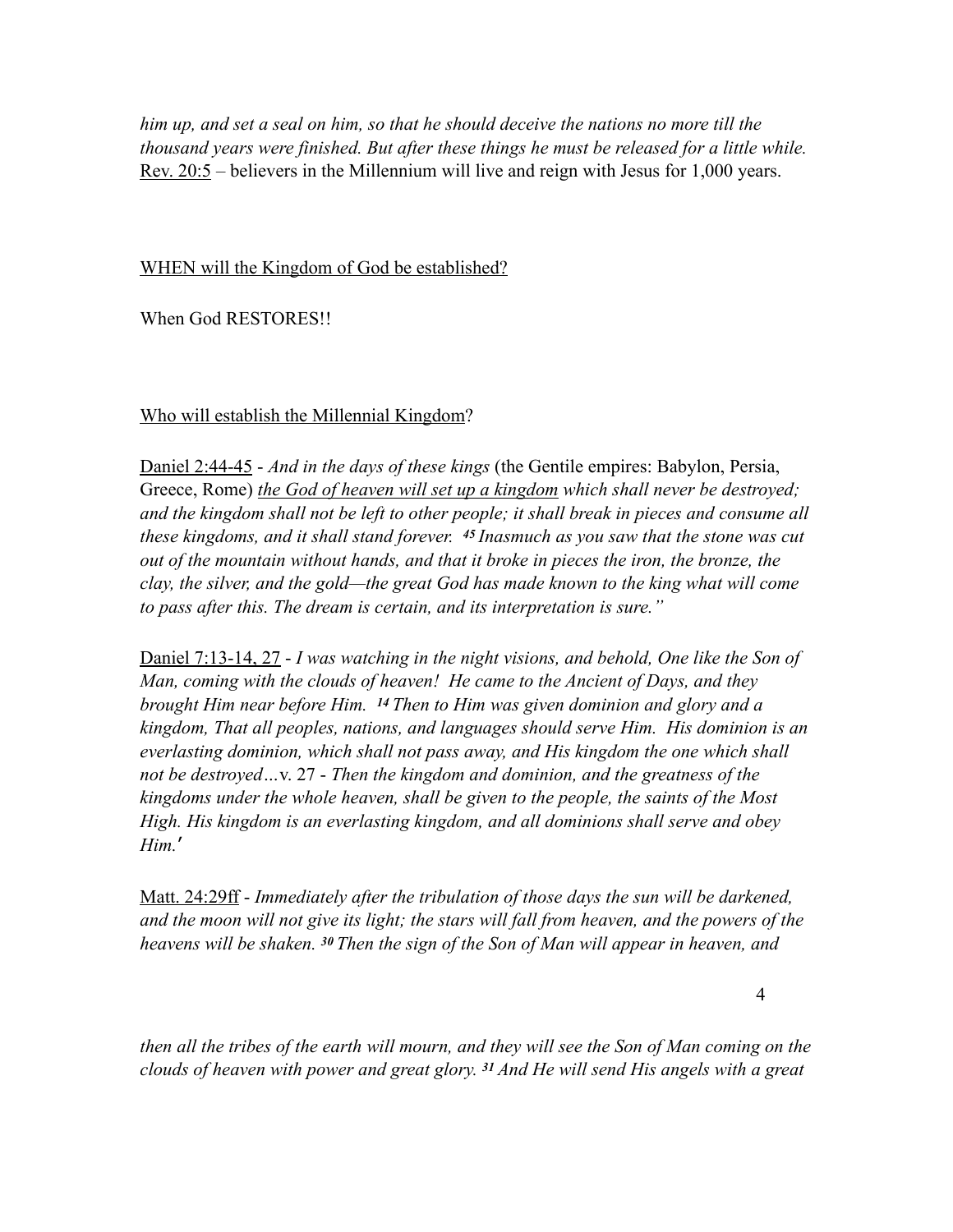*him up, and set a seal on him, so that he should deceive the nations no more till the thousand years were finished. But after these things he must be released for a little while.*
<u>Rev. 20:5</u> – believers in the Millennium will live and reign with Jesus for 1,000 years.

<u>WHEN will the Kingdom of God be established?</u>

When God RESTORES!!

<u>Who will establish the Millennial Kingdom</u>?

<u>Daniel 2:44-45</u> - *And in the days of these kings* (the Gentile empires: Babylon, Persia, Greece, Rome) <u>*the God of heaven will set up a kingdom*</u> *which shall never be destroyed; and the kingdom shall not be left to other people; it shall break in pieces and consume all these kingdoms, and it shall stand forever.* ***45*** *Inasmuch as you saw that the stone was cut out of the mountain without hands, and that it broke in pieces the iron, the bronze, the clay, the silver, and the gold—the great God has made known to the king what will come to pass after this. The dream is certain, and its interpretation is sure."*

<u>Daniel 7:13-14, 27</u> - *I was watching in the night visions, and behold, One like the Son of Man, coming with the clouds of heaven! He came to the Ancient of Days, and they brought Him near before Him.* ***14*** *Then to Him was given dominion and glory and a kingdom, That all peoples, nations, and languages should serve Him. His dominion is an everlasting dominion, which shall not pass away, and His kingdom the one which shall not be destroyed…*v. 27 - *Then the kingdom and dominion, and the greatness of the kingdoms under the whole heaven, shall be given to the people, the saints of the Most High. His kingdom is an everlasting kingdom, and all dominions shall serve and obey Him.'*

<u>Matt. 24:29ff</u> - *Immediately after the tribulation of those days the sun will be darkened, and the moon will not give its light; the stars will fall from heaven, and the powers of the heavens will be shaken.* ***30*** *Then the sign of the Son of Man will appear in heaven, and then all the tribes of the earth will mourn, and they will see the Son of Man coming on the clouds of heaven with power and great glory.* ***31*** *And He will send His angels with a great*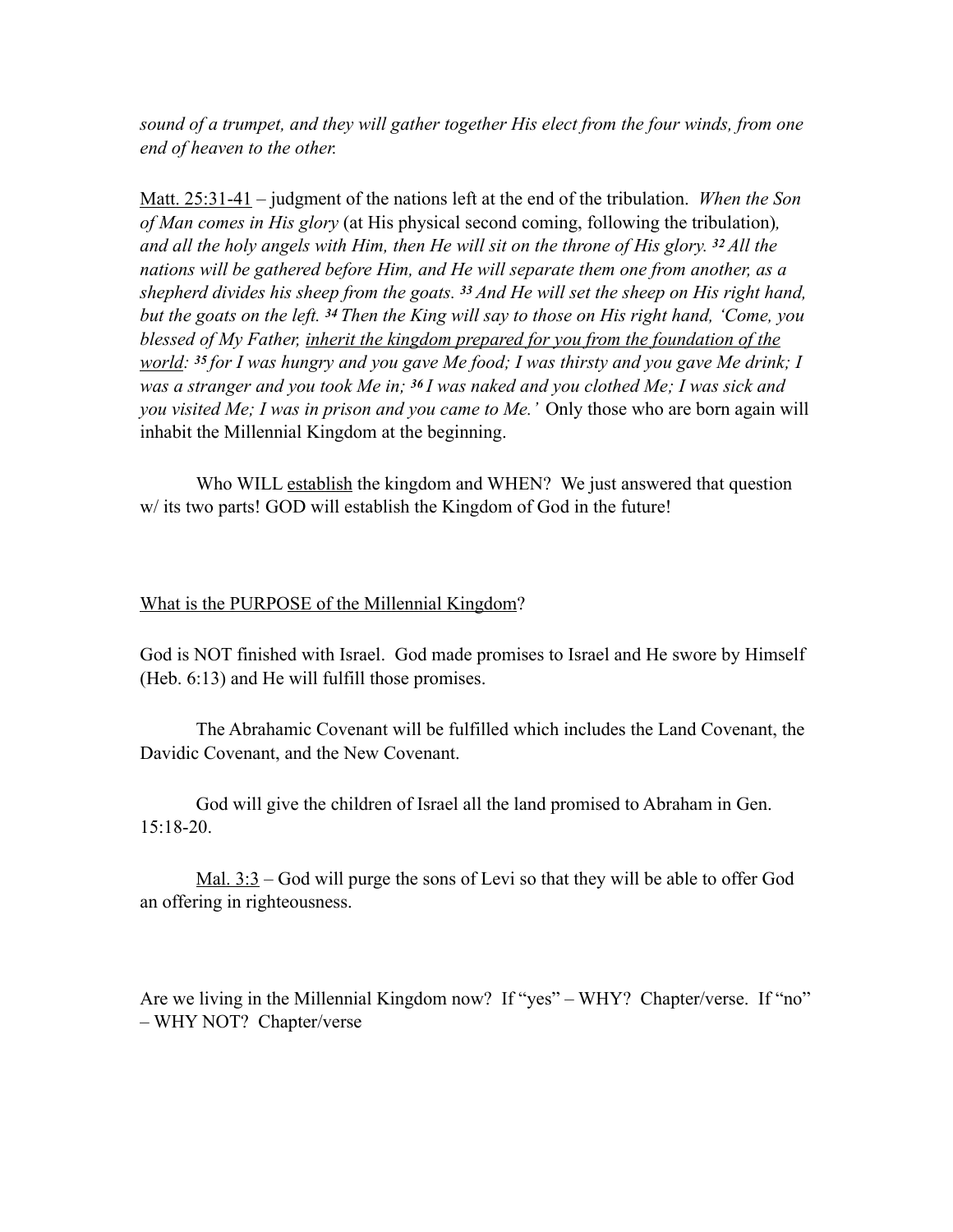*sound of a trumpet, and they will gather together His elect from the four winds, from one end of heaven to the other.*

<u>Matt. 25:31-41</u> – judgment of the nations left at the end of the tribulation. *When the Son of Man comes in His glory* (at His physical second coming, following the tribulation)*, and all the holy angels with Him, then He will sit on the throne of His glory.* ***32*** *All the nations will be gathered before Him, and He will separate them one from another, as a shepherd divides his sheep from the goats.* ***33*** *And He will set the sheep on His right hand, but the goats on the left.* ***34*** *Then the King will say to those on His right hand, 'Come, you blessed of My Father, <u>inherit the kingdom prepared for you from the foundation of the world</u>:* ***35*** *for I was hungry and you gave Me food; I was thirsty and you gave Me drink; I was a stranger and you took Me in;* ***36*** *I was naked and you clothed Me; I was sick and you visited Me; I was in prison and you came to Me.'* Only those who are born again will inhabit the Millennial Kingdom at the beginning.

Who WILL <u>establish</u> the kingdom and WHEN? We just answered that question w/ its two parts! GOD will establish the Kingdom of God in the future!

<u>What is the PURPOSE of the Millennial Kingdom</u>?

God is NOT finished with Israel. God made promises to Israel and He swore by Himself (Heb. 6:13) and He will fulfill those promises.

The Abrahamic Covenant will be fulfilled which includes the Land Covenant, the Davidic Covenant, and the New Covenant.

God will give the children of Israel all the land promised to Abraham in Gen. 15:18-20.

<u>Mal. 3:3</u> – God will purge the sons of Levi so that they will be able to offer God an offering in righteousness.

Are we living in the Millennial Kingdom now? If "yes" – WHY? Chapter/verse. If "no" – WHY NOT? Chapter/verse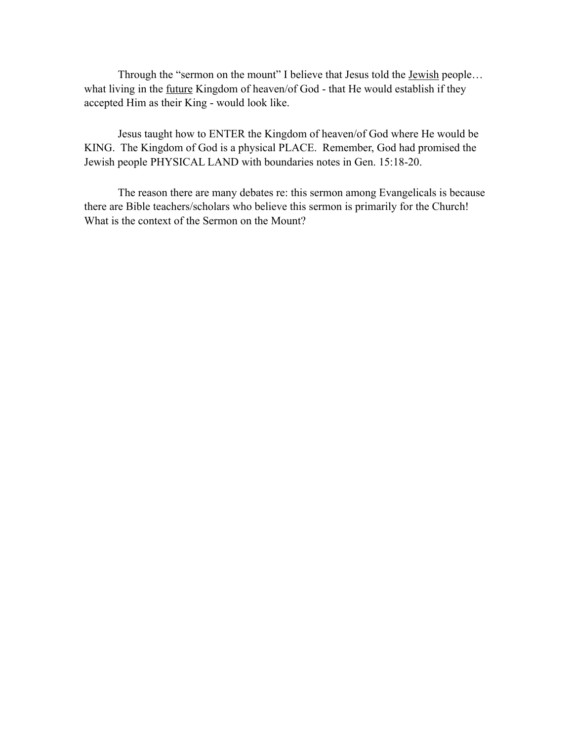Through the "sermon on the mount" I believe that Jesus told the <u>Jewish</u> people… what living in the <u>future</u> Kingdom of heaven/of God - that He would establish if they accepted Him as their King - would look like.

Jesus taught how to ENTER the Kingdom of heaven/of God where He would be KING. The Kingdom of God is a physical PLACE. Remember, God had promised the Jewish people PHYSICAL LAND with boundaries notes in Gen. 15:18-20.

The reason there are many debates re: this sermon among Evangelicals is because there are Bible teachers/scholars who believe this sermon is primarily for the Church! What is the context of the Sermon on the Mount?